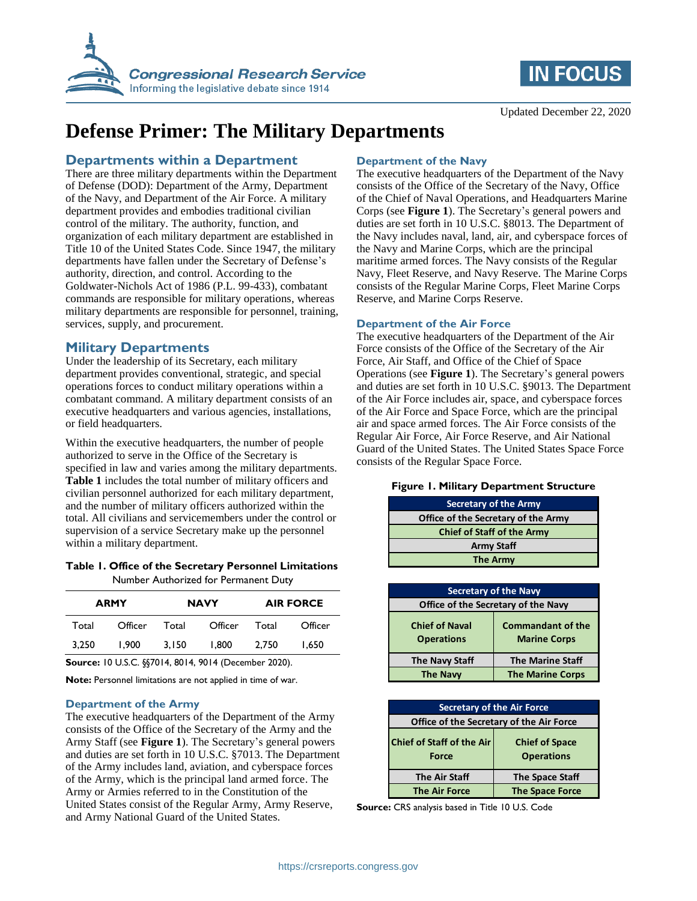Updated December 22, 2020

# Defense Primer: The Military Departments

## Departments within a Department

There are three military departments within the Department of Defense (DOD): Department of the Army, Department of the Navy, and Department of the Air Force. A military department provides and embodies traditional civilian control of the military. The authority, function, and organization of each military department are established in Title 10 of the United States Code. Since 1947, the military departments have fallen under the Secretary of Defense's authority, direction, and control. According to the Goldwater-Nichols Act of 1986 (P.L. 99-433), combatant commands are responsible for military operations, whereas military departments are responsible for personnel, training, services, supply, and procurement.

## Military Departments

Under the leadership of its Secretary, each military department provides conventional, strategic, and special operations forces to conduct military operations within a combatant command. A military department consists of an executive headquarters and various agencies, installations, or field headquarters.

Within the executive headquarters, the number of people authorized to serve in the Office of the Secretary is specified in law and varies among the military departments. **Table 1** includes the total number of military officers and civilian personnel authorized for each military department, and the number of military officers authorized within the total. All civilians and servicemembers under the control or supervision of a service Secretary make up the personnel within a military department.

**Table 1. Office of the Secretary Personnel Limitations**
Number Authorized for Permanent Duty

| ARMY | | NAVY | | AIR FORCE | |
|---|---|---|---|---|---|
| Total | Officer | Total | Officer | Total | Officer |
| 3,250 | 1,900 | 3,150 | 1,800 | 2,750 | 1,650 |

**Source:** 10 U.S.C. §§7014, 8014, 9014 (December 2020).

**Note:** Personnel limitations are not applied in time of war.

### Department of the Army

The executive headquarters of the Department of the Army consists of the Office of the Secretary of the Army and the Army Staff (see **Figure 1**). The Secretary's general powers and duties are set forth in 10 U.S.C. §7013. The Department of the Army includes land, aviation, and cyberspace forces of the Army, which is the principal land armed force. The Army or Armies referred to in the Constitution of the United States consist of the Regular Army, Army Reserve, and Army National Guard of the United States.

### Department of the Navy

The executive headquarters of the Department of the Navy consists of the Office of the Secretary of the Navy, Office of the Chief of Naval Operations, and Headquarters Marine Corps (see **Figure 1**). The Secretary's general powers and duties are set forth in 10 U.S.C. §8013. The Department of the Navy includes naval, land, air, and cyberspace forces of the Navy and Marine Corps, which are the principal maritime armed forces. The Navy consists of the Regular Navy, Fleet Reserve, and Navy Reserve. The Marine Corps consists of the Regular Marine Corps, Fleet Marine Corps Reserve, and Marine Corps Reserve.

### Department of the Air Force

The executive headquarters of the Department of the Air Force consists of the Office of the Secretary of the Air Force, Air Staff, and Office of the Chief of Space Operations (see **Figure 1**). The Secretary's general powers and duties are set forth in 10 U.S.C. §9013. The Department of the Air Force includes air, space, and cyberspace forces of the Air Force and Space Force, which are the principal air and space armed forces. The Air Force consists of the Regular Air Force, Air Force Reserve, and Air National Guard of the United States. The United States Space Force consists of the Regular Space Force.

**Figure 1. Military Department Structure**

| Secretary of the Army |
|---|
| Office of the Secretary of the Army |
| Chief of Staff of the Army |
| Army Staff |
| The Army |

| Secretary of the Navy | |
|---|---|
| Office of the Secretary of the Navy | |
| Chief of Naval Operations | Commandant of the Marine Corps |
| The Navy Staff | The Marine Staff |
| The Navy | The Marine Corps |

| Secretary of the Air Force | |
|---|---|
| Office of the Secretary of the Air Force | |
| Chief of Staff of the Air Force | Chief of Space Operations |
| The Air Staff | The Space Staff |
| The Air Force | The Space Force |

**Source:** CRS analysis based in Title 10 U.S. Code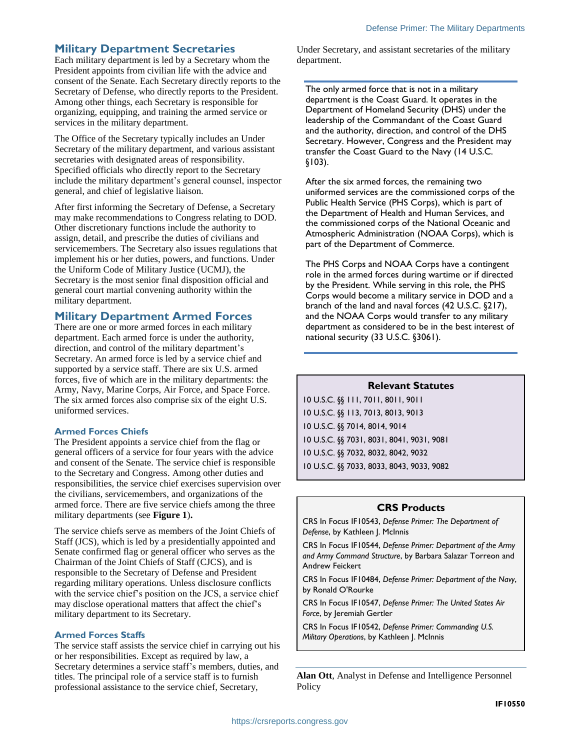## Military Department Secretaries

Each military department is led by a Secretary whom the President appoints from civilian life with the advice and consent of the Senate. Each Secretary directly reports to the Secretary of Defense, who directly reports to the President. Among other things, each Secretary is responsible for organizing, equipping, and training the armed service or services in the military department.

The Office of the Secretary typically includes an Under Secretary of the military department, and various assistant secretaries with designated areas of responsibility. Specified officials who directly report to the Secretary include the military department's general counsel, inspector general, and chief of legislative liaison.

After first informing the Secretary of Defense, a Secretary may make recommendations to Congress relating to DOD. Other discretionary functions include the authority to assign, detail, and prescribe the duties of civilians and servicemembers. The Secretary also issues regulations that implement his or her duties, powers, and functions. Under the Uniform Code of Military Justice (UCMJ), the Secretary is the most senior final disposition official and general court martial convening authority within the military department.

## Military Department Armed Forces

There are one or more armed forces in each military department. Each armed force is under the authority, direction, and control of the military department's Secretary. An armed force is led by a service chief and supported by a service staff. There are six U.S. armed forces, five of which are in the military departments: the Army, Navy, Marine Corps, Air Force, and Space Force. The six armed forces also comprise six of the eight U.S. uniformed services.

### Armed Forces Chiefs

The President appoints a service chief from the flag or general officers of a service for four years with the advice and consent of the Senate. The service chief is responsible to the Secretary and Congress. Among other duties and responsibilities, the service chief exercises supervision over the civilians, servicemembers, and organizations of the armed force. There are five service chiefs among the three military departments (see **Figure 1**).

The service chiefs serve as members of the Joint Chiefs of Staff (JCS), which is led by a presidentially appointed and Senate confirmed flag or general officer who serves as the Chairman of the Joint Chiefs of Staff (CJCS), and is responsible to the Secretary of Defense and President regarding military operations. Unless disclosure conflicts with the service chief's position on the JCS, a service chief may disclose operational matters that affect the chief's military department to its Secretary.

### Armed Forces Staffs

The service staff assists the service chief in carrying out his or her responsibilities. Except as required by law, a Secretary determines a service staff's members, duties, and titles. The principal role of a service staff is to furnish professional assistance to the service chief, Secretary, Under Secretary, and assistant secretaries of the military department.

---

The only armed force that is not in a military department is the Coast Guard. It operates in the Department of Homeland Security (DHS) under the leadership of the Commandant of the Coast Guard and the authority, direction, and control of the DHS Secretary. However, Congress and the President may transfer the Coast Guard to the Navy (14 U.S.C. §103).

After the six armed forces, the remaining two uniformed services are the commissioned corps of the Public Health Service (PHS Corps), which is part of the Department of Health and Human Services, and the commissioned corps of the National Oceanic and Atmospheric Administration (NOAA Corps), which is part of the Department of Commerce.

The PHS Corps and NOAA Corps have a contingent role in the armed forces during wartime or if directed by the President. While serving in this role, the PHS Corps would become a military service in DOD and a branch of the land and naval forces (42 U.S.C. §217), and the NOAA Corps would transfer to any military department as considered to be in the best interest of national security (33 U.S.C. §3061).

---

**Relevant Statutes**

10 U.S.C. §§ 111, 7011, 8011, 9011

10 U.S.C. §§ 113, 7013, 8013, 9013

10 U.S.C. §§ 7014, 8014, 9014

10 U.S.C. §§ 7031, 8031, 8041, 9031, 9081

10 U.S.C. §§ 7032, 8032, 8042, 9032

10 U.S.C. §§ 7033, 8033, 8043, 9033, 9082

**CRS Products**

CRS In Focus IF10543, *Defense Primer: The Department of Defense*, by Kathleen J. McInnis

CRS In Focus IF10544, *Defense Primer: Department of the Army and Army Command Structure*, by Barbara Salazar Torreon and Andrew Feickert

CRS In Focus IF10484, *Defense Primer: Department of the Navy*, by Ronald O'Rourke

CRS In Focus IF10547, *Defense Primer: The United States Air Force*, by Jeremiah Gertler

CRS In Focus IF10542, *Defense Primer: Commanding U.S. Military Operations*, by Kathleen J. McInnis

---

**Alan Ott**, Analyst in Defense and Intelligence Personnel Policy

IF10550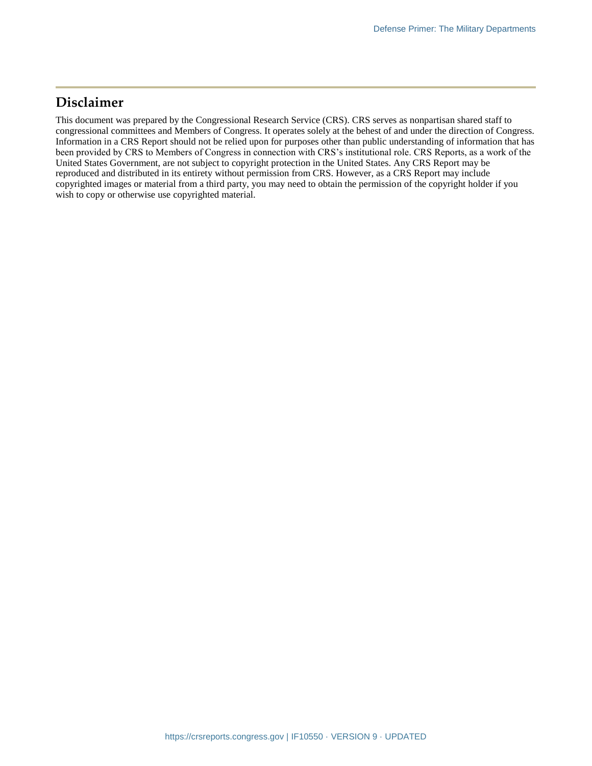## Disclaimer

This document was prepared by the Congressional Research Service (CRS). CRS serves as nonpartisan shared staff to congressional committees and Members of Congress. It operates solely at the behest of and under the direction of Congress. Information in a CRS Report should not be relied upon for purposes other than public understanding of information that has been provided by CRS to Members of Congress in connection with CRS's institutional role. CRS Reports, as a work of the United States Government, are not subject to copyright protection in the United States. Any CRS Report may be reproduced and distributed in its entirety without permission from CRS. However, as a CRS Report may include copyrighted images or material from a third party, you may need to obtain the permission of the copyright holder if you wish to copy or otherwise use copyrighted material.